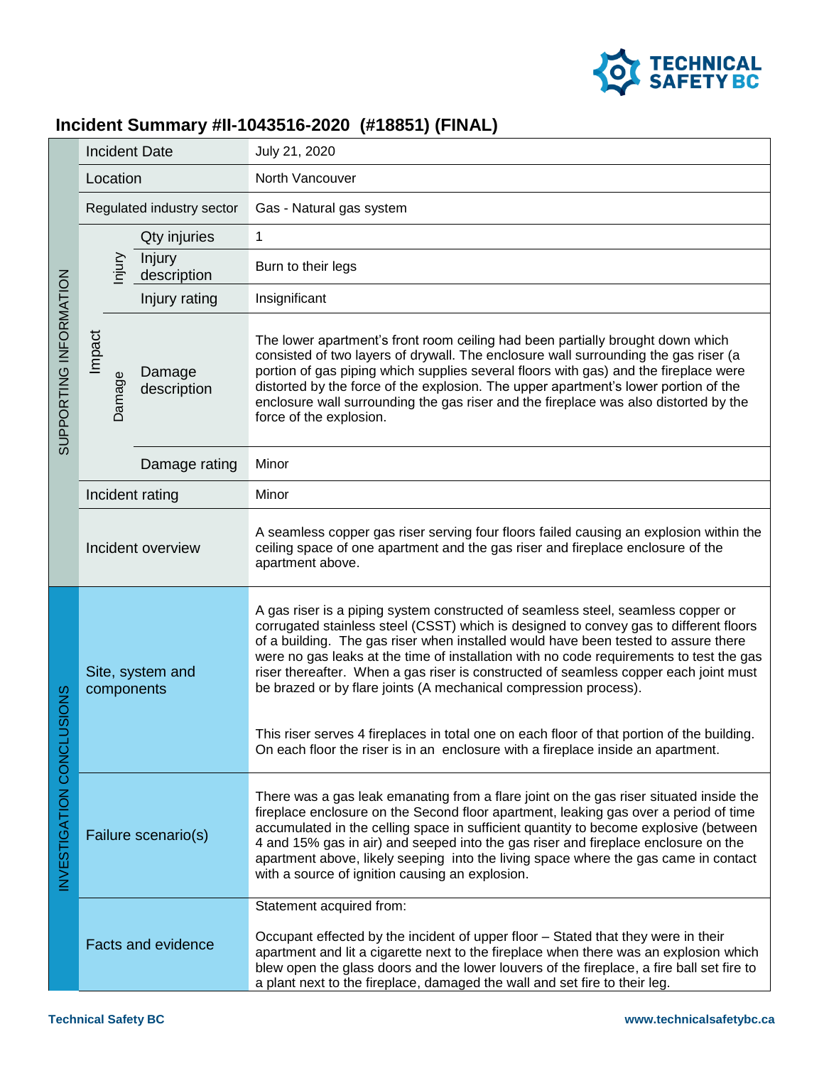## Incident Summary #II-1043516-2020 (#18851) (FINAL)

| | | | | |
|---|---|---|---|---|
| SUPPORTING INFORMATION | Incident Date | | | July 21, 2020 |
| | Location | | | North Vancouver |
| | Regulated industry sector | | | Gas - Natural gas system |
| | Impact | Injury | Qty injuries | 1 |
| | | | Injury description | Burn to their legs |
| | | | Injury rating | Insignificant |
| | | Damage | Damage description | The lower apartment's front room ceiling had been partially brought down which consisted of two layers of drywall. The enclosure wall surrounding the gas riser (a portion of gas piping which supplies several floors with gas) and the fireplace were distorted by the force of the explosion. The upper apartment's lower portion of the enclosure wall surrounding the gas riser and the fireplace was also distorted by the force of the explosion. |
| | | | Damage rating | Minor |
| | Incident rating | | | Minor |
| | Incident overview | | | A seamless copper gas riser serving four floors failed causing an explosion within the ceiling space of one apartment and the gas riser and fireplace enclosure of the apartment above. |
| INVESTIGATION CONCLUSIONS | Site, system and components | | | A gas riser is a piping system constructed of seamless steel, seamless copper or corrugated stainless steel (CSST) which is designed to convey gas to different floors of a building. The gas riser when installed would have been tested to assure there were no gas leaks at the time of installation with no code requirements to test the gas riser thereafter. When a gas riser is constructed of seamless copper each joint must be brazed or by flare joints (A mechanical compression process).<br><br>This riser serves 4 fireplaces in total one on each floor of that portion of the building. On each floor the riser is in an enclosure with a fireplace inside an apartment. |
| | Failure scenario(s) | | | There was a gas leak emanating from a flare joint on the gas riser situated inside the fireplace enclosure on the Second floor apartment, leaking gas over a period of time accumulated in the celling space in sufficient quantity to become explosive (between 4 and 15% gas in air) and seeped into the gas riser and fireplace enclosure on the apartment above, likely seeping into the living space where the gas came in contact with a source of ignition causing an explosion. |
| | Facts and evidence | | | Statement acquired from:<br><br>Occupant effected by the incident of upper floor – Stated that they were in their apartment and lit a cigarette next to the fireplace when there was an explosion which blew open the glass doors and the lower louvers of the fireplace, a fire ball set fire to a plant next to the fireplace, damaged the wall and set fire to their leg. |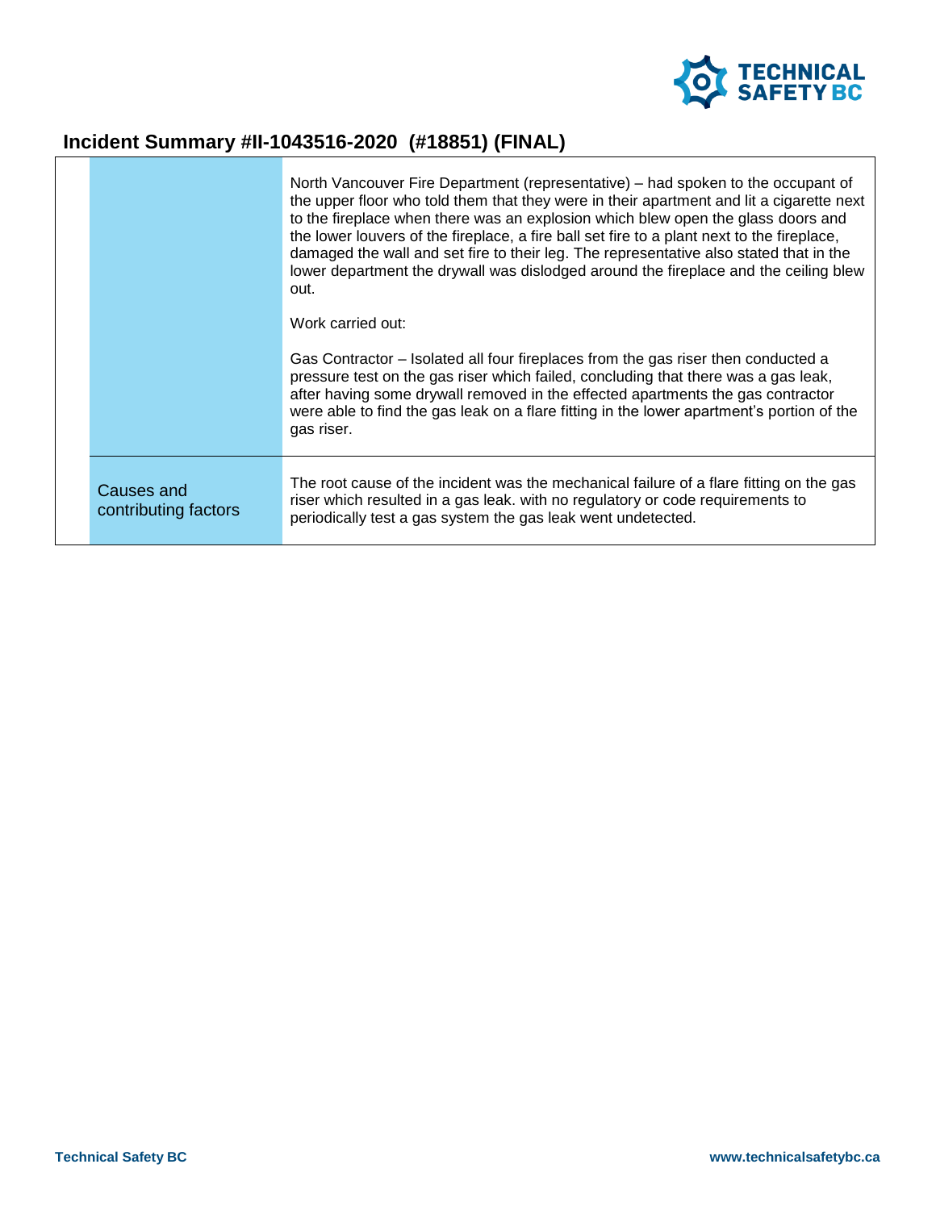## Incident Summary #II-1043516-2020 (#18851) (FINAL)

| | |
|---|---|
| | North Vancouver Fire Department (representative) – had spoken to the occupant of the upper floor who told them that they were in their apartment and lit a cigarette next to the fireplace when there was an explosion which blew open the glass doors and the lower louvers of the fireplace, a fire ball set fire to a plant next to the fireplace, damaged the wall and set fire to their leg. The representative also stated that in the lower department the drywall was dislodged around the fireplace and the ceiling blew out.<br><br>Work carried out:<br><br>Gas Contractor – Isolated all four fireplaces from the gas riser then conducted a pressure test on the gas riser which failed, concluding that there was a gas leak, after having some drywall removed in the effected apartments the gas contractor were able to find the gas leak on a flare fitting in the lower apartment's portion of the gas riser. |
| Causes and contributing factors | The root cause of the incident was the mechanical failure of a flare fitting on the gas riser which resulted in a gas leak. with no regulatory or code requirements to periodically test a gas system the gas leak went undetected. |